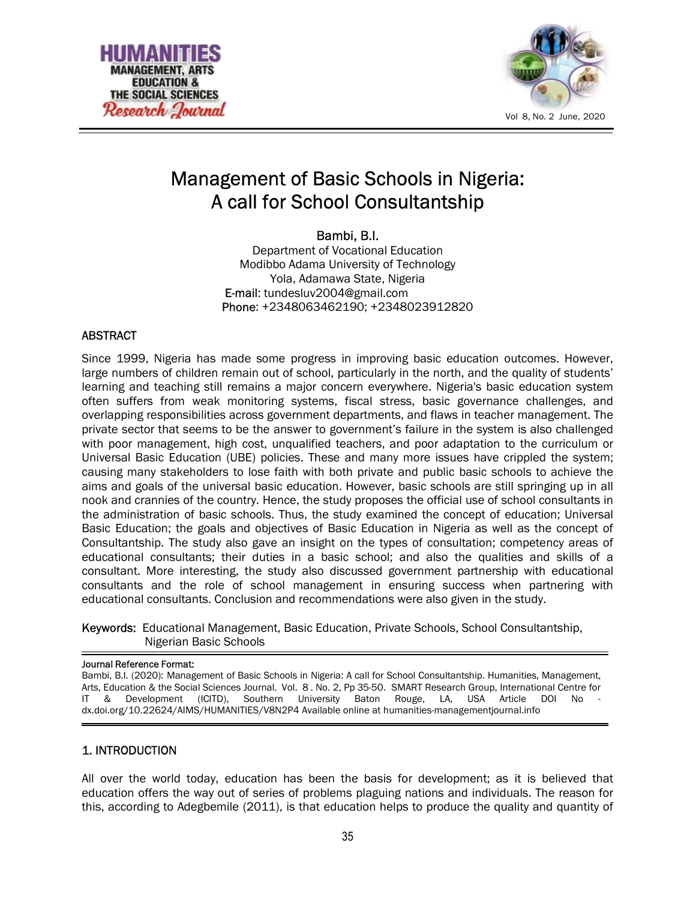# Management of Basic Schools in Nigeria: A call for School Consultantship

**Bambi, B.I.**
Department of Vocational Education
Modibbo Adama University of Technology
Yola, Adamawa State, Nigeria
**E-mail:** tundesluv2004@gmail.com
**Phone:** +2348063462190; +2348023912820

## ABSTRACT

Since 1999, Nigeria has made some progress in improving basic education outcomes. However, large numbers of children remain out of school, particularly in the north, and the quality of students' learning and teaching still remains a major concern everywhere. Nigeria's basic education system often suffers from weak monitoring systems, fiscal stress, basic governance challenges, and overlapping responsibilities across government departments, and flaws in teacher management. The private sector that seems to be the answer to government's failure in the system is also challenged with poor management, high cost, unqualified teachers, and poor adaptation to the curriculum or Universal Basic Education (UBE) policies. These and many more issues have crippled the system; causing many stakeholders to lose faith with both private and public basic schools to achieve the aims and goals of the universal basic education. However, basic schools are still springing up in all nook and crannies of the country. Hence, the study proposes the official use of school consultants in the administration of basic schools. Thus, the study examined the concept of education; Universal Basic Education; the goals and objectives of Basic Education in Nigeria as well as the concept of Consultantship. The study also gave an insight on the types of consultation; competency areas of educational consultants; their duties in a basic school; and also the qualities and skills of a consultant. More interesting, the study also discussed government partnership with educational consultants and the role of school management in ensuring success when partnering with educational consultants. Conclusion and recommendations were also given in the study.

**Keywords:** Educational Management, Basic Education, Private Schools, School Consultantship, Nigerian Basic Schools

**Journal Reference Format:**
Bambi, B.I. (2020): Management of Basic Schools in Nigeria: A call for School Consultantship. Humanities, Management, Arts, Education & the Social Sciences Journal. Vol. 8 . No. 2, Pp 35-50. SMART Research Group, International Centre for IT & Development (ICITD), Southern University Baton Rouge, LA, USA Article DOI No - dx.doi.org/10.22624/AIMS/HUMANITIES/V8N2P4 Available online at humanities-managementjournal.info

## 1. INTRODUCTION

All over the world today, education has been the basis for development; as it is believed that education offers the way out of series of problems plaguing nations and individuals. The reason for this, according to Adegbemile (2011), is that education helps to produce the quality and quantity of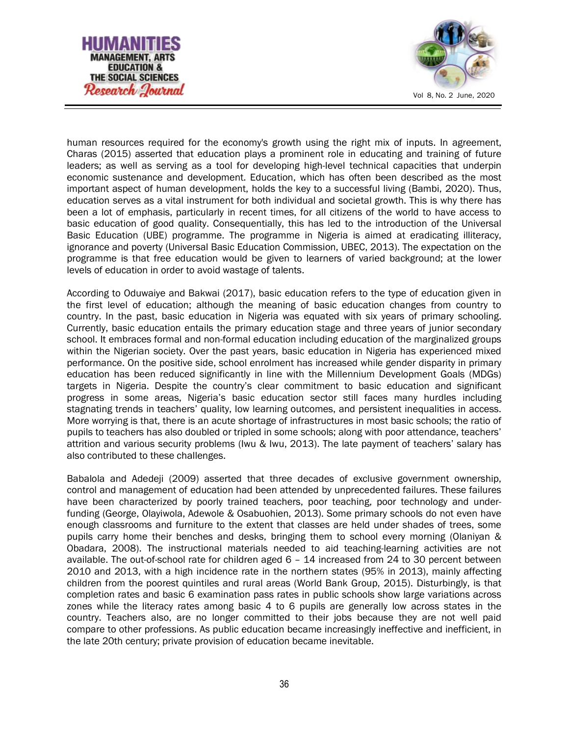human resources required for the economy's growth using the right mix of inputs. In agreement, Charas (2015) asserted that education plays a prominent role in educating and training of future leaders; as well as serving as a tool for developing high-level technical capacities that underpin economic sustenance and development. Education, which has often been described as the most important aspect of human development, holds the key to a successful living (Bambi, 2020). Thus, education serves as a vital instrument for both individual and societal growth. This is why there has been a lot of emphasis, particularly in recent times, for all citizens of the world to have access to basic education of good quality. Consequentially, this has led to the introduction of the Universal Basic Education (UBE) programme. The programme in Nigeria is aimed at eradicating illiteracy, ignorance and poverty (Universal Basic Education Commission, UBEC, 2013). The expectation on the programme is that free education would be given to learners of varied background; at the lower levels of education in order to avoid wastage of talents.

According to Oduwaiye and Bakwai (2017), basic education refers to the type of education given in the first level of education; although the meaning of basic education changes from country to country. In the past, basic education in Nigeria was equated with six years of primary schooling. Currently, basic education entails the primary education stage and three years of junior secondary school. It embraces formal and non-formal education including education of the marginalized groups within the Nigerian society. Over the past years, basic education in Nigeria has experienced mixed performance. On the positive side, school enrolment has increased while gender disparity in primary education has been reduced significantly in line with the Millennium Development Goals (MDGs) targets in Nigeria. Despite the country's clear commitment to basic education and significant progress in some areas, Nigeria's basic education sector still faces many hurdles including stagnating trends in teachers' quality, low learning outcomes, and persistent inequalities in access. More worrying is that, there is an acute shortage of infrastructures in most basic schools; the ratio of pupils to teachers has also doubled or tripled in some schools; along with poor attendance, teachers' attrition and various security problems (Iwu & Iwu, 2013). The late payment of teachers' salary has also contributed to these challenges.

Babalola and Adedeji (2009) asserted that three decades of exclusive government ownership, control and management of education had been attended by unprecedented failures. These failures have been characterized by poorly trained teachers, poor teaching, poor technology and under-funding (George, Olayiwola, Adewole & Osabuohien, 2013). Some primary schools do not even have enough classrooms and furniture to the extent that classes are held under shades of trees, some pupils carry home their benches and desks, bringing them to school every morning (Olaniyan & Obadara, 2008). The instructional materials needed to aid teaching-learning activities are not available. The out-of-school rate for children aged 6 – 14 increased from 24 to 30 percent between 2010 and 2013, with a high incidence rate in the northern states (95% in 2013), mainly affecting children from the poorest quintiles and rural areas (World Bank Group, 2015). Disturbingly, is that completion rates and basic 6 examination pass rates in public schools show large variations across zones while the literacy rates among basic 4 to 6 pupils are generally low across states in the country. Teachers also, are no longer committed to their jobs because they are not well paid compare to other professions. As public education became increasingly ineffective and inefficient, in the late 20th century; private provision of education became inevitable.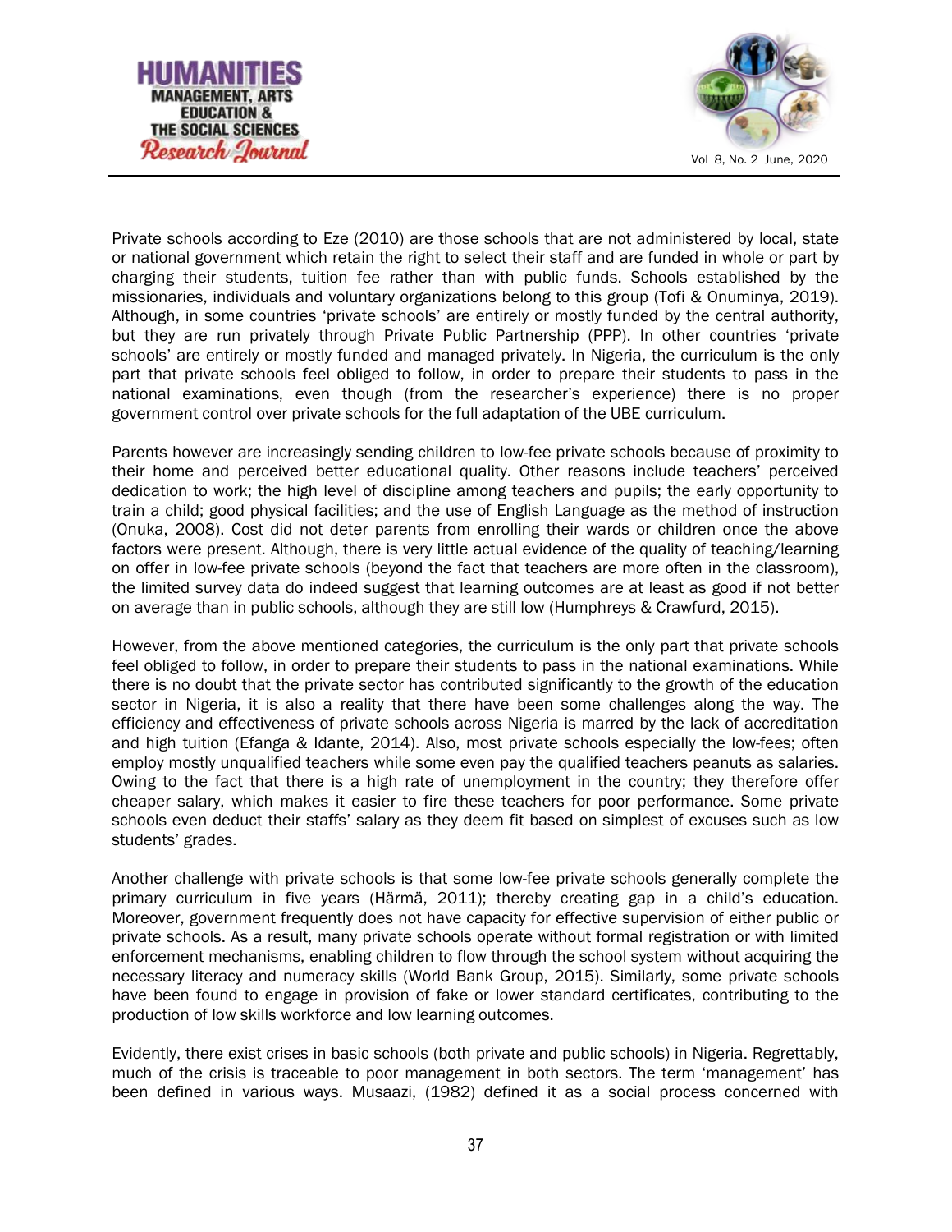Private schools according to Eze (2010) are those schools that are not administered by local, state or national government which retain the right to select their staff and are funded in whole or part by charging their students, tuition fee rather than with public funds. Schools established by the missionaries, individuals and voluntary organizations belong to this group (Tofi & Onuminya, 2019). Although, in some countries 'private schools' are entirely or mostly funded by the central authority, but they are run privately through Private Public Partnership (PPP). In other countries 'private schools' are entirely or mostly funded and managed privately. In Nigeria, the curriculum is the only part that private schools feel obliged to follow, in order to prepare their students to pass in the national examinations, even though (from the researcher's experience) there is no proper government control over private schools for the full adaptation of the UBE curriculum.

Parents however are increasingly sending children to low-fee private schools because of proximity to their home and perceived better educational quality. Other reasons include teachers' perceived dedication to work; the high level of discipline among teachers and pupils; the early opportunity to train a child; good physical facilities; and the use of English Language as the method of instruction (Onuka, 2008). Cost did not deter parents from enrolling their wards or children once the above factors were present. Although, there is very little actual evidence of the quality of teaching/learning on offer in low-fee private schools (beyond the fact that teachers are more often in the classroom), the limited survey data do indeed suggest that learning outcomes are at least as good if not better on average than in public schools, although they are still low (Humphreys & Crawfurd, 2015).

However, from the above mentioned categories, the curriculum is the only part that private schools feel obliged to follow, in order to prepare their students to pass in the national examinations. While there is no doubt that the private sector has contributed significantly to the growth of the education sector in Nigeria, it is also a reality that there have been some challenges along the way. The efficiency and effectiveness of private schools across Nigeria is marred by the lack of accreditation and high tuition (Efanga & Idante, 2014). Also, most private schools especially the low-fees; often employ mostly unqualified teachers while some even pay the qualified teachers peanuts as salaries. Owing to the fact that there is a high rate of unemployment in the country; they therefore offer cheaper salary, which makes it easier to fire these teachers for poor performance. Some private schools even deduct their staffs' salary as they deem fit based on simplest of excuses such as low students' grades.

Another challenge with private schools is that some low-fee private schools generally complete the primary curriculum in five years (Härmä, 2011); thereby creating gap in a child's education. Moreover, government frequently does not have capacity for effective supervision of either public or private schools. As a result, many private schools operate without formal registration or with limited enforcement mechanisms, enabling children to flow through the school system without acquiring the necessary literacy and numeracy skills (World Bank Group, 2015). Similarly, some private schools have been found to engage in provision of fake or lower standard certificates, contributing to the production of low skills workforce and low learning outcomes.

Evidently, there exist crises in basic schools (both private and public schools) in Nigeria. Regrettably, much of the crisis is traceable to poor management in both sectors. The term 'management' has been defined in various ways. Musaazi, (1982) defined it as a social process concerned with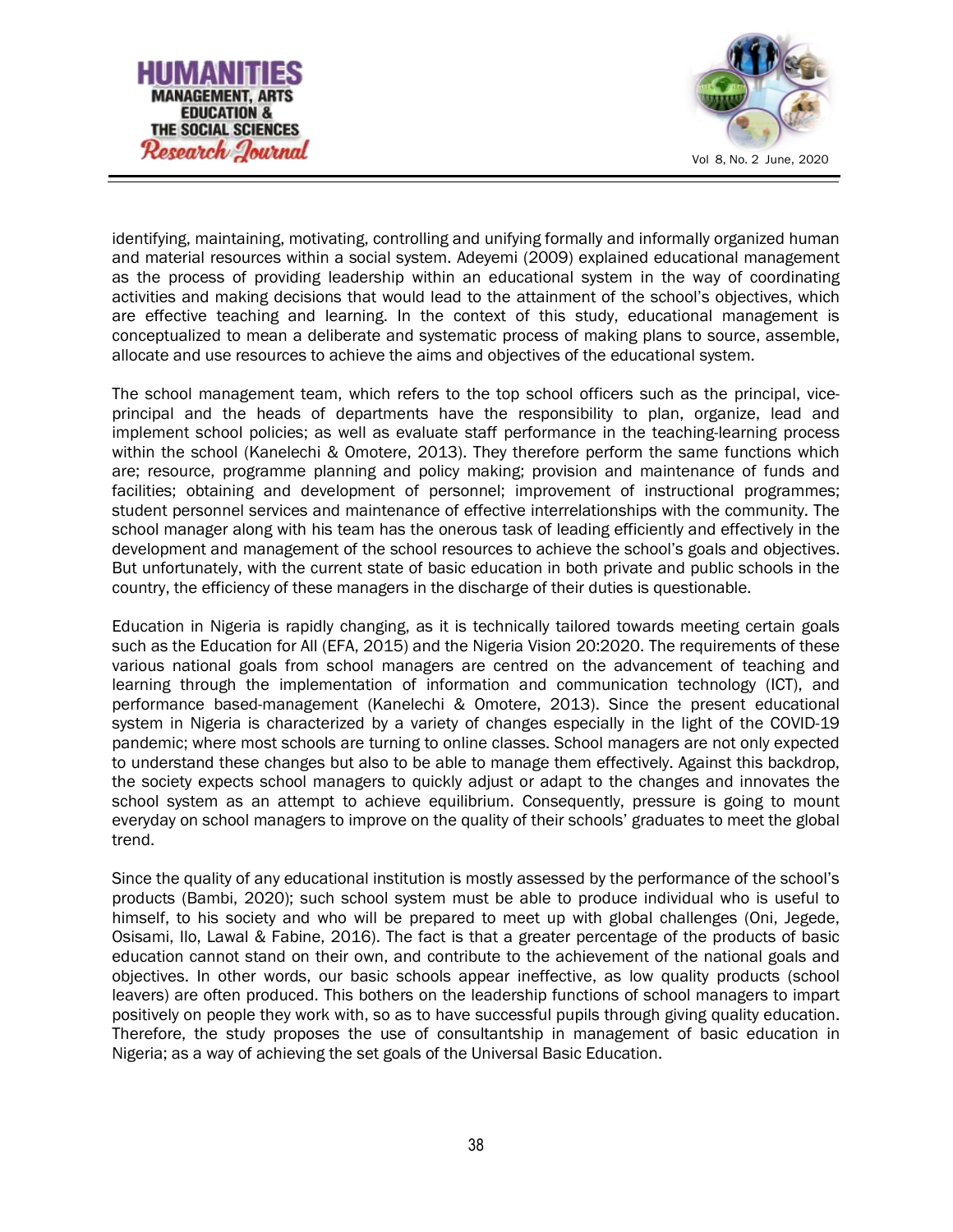identifying, maintaining, motivating, controlling and unifying formally and informally organized human and material resources within a social system. Adeyemi (2009) explained educational management as the process of providing leadership within an educational system in the way of coordinating activities and making decisions that would lead to the attainment of the school's objectives, which are effective teaching and learning. In the context of this study, educational management is conceptualized to mean a deliberate and systematic process of making plans to source, assemble, allocate and use resources to achieve the aims and objectives of the educational system.

The school management team, which refers to the top school officers such as the principal, vice-principal and the heads of departments have the responsibility to plan, organize, lead and implement school policies; as well as evaluate staff performance in the teaching-learning process within the school (Kanelechi & Omotere, 2013). They therefore perform the same functions which are; resource, programme planning and policy making; provision and maintenance of funds and facilities; obtaining and development of personnel; improvement of instructional programmes; student personnel services and maintenance of effective interrelationships with the community. The school manager along with his team has the onerous task of leading efficiently and effectively in the development and management of the school resources to achieve the school's goals and objectives. But unfortunately, with the current state of basic education in both private and public schools in the country, the efficiency of these managers in the discharge of their duties is questionable.

Education in Nigeria is rapidly changing, as it is technically tailored towards meeting certain goals such as the Education for All (EFA, 2015) and the Nigeria Vision 20:2020. The requirements of these various national goals from school managers are centred on the advancement of teaching and learning through the implementation of information and communication technology (ICT), and performance based-management (Kanelechi & Omotere, 2013). Since the present educational system in Nigeria is characterized by a variety of changes especially in the light of the COVID-19 pandemic; where most schools are turning to online classes. School managers are not only expected to understand these changes but also to be able to manage them effectively. Against this backdrop, the society expects school managers to quickly adjust or adapt to the changes and innovates the school system as an attempt to achieve equilibrium. Consequently, pressure is going to mount everyday on school managers to improve on the quality of their schools' graduates to meet the global trend.

Since the quality of any educational institution is mostly assessed by the performance of the school's products (Bambi, 2020); such school system must be able to produce individual who is useful to himself, to his society and who will be prepared to meet up with global challenges (Oni, Jegede, Osisami, Ilo, Lawal & Fabine, 2016). The fact is that a greater percentage of the products of basic education cannot stand on their own, and contribute to the achievement of the national goals and objectives. In other words, our basic schools appear ineffective, as low quality products (school leavers) are often produced. This bothers on the leadership functions of school managers to impart positively on people they work with, so as to have successful pupils through giving quality education. Therefore, the study proposes the use of consultantship in management of basic education in Nigeria; as a way of achieving the set goals of the Universal Basic Education.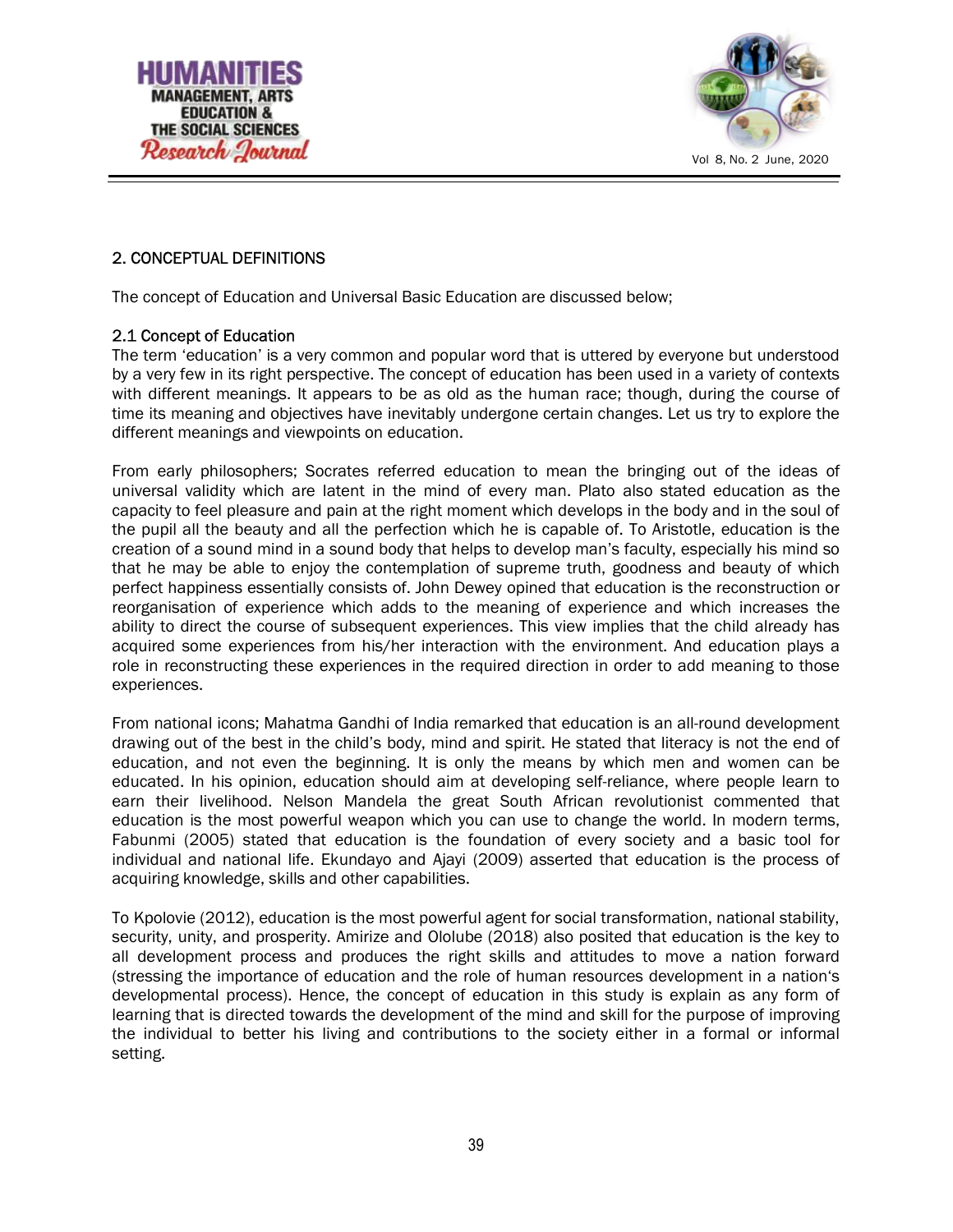## 2. CONCEPTUAL DEFINITIONS

The concept of Education and Universal Basic Education are discussed below;

### 2.1 Concept of Education

The term 'education' is a very common and popular word that is uttered by everyone but understood by a very few in its right perspective. The concept of education has been used in a variety of contexts with different meanings. It appears to be as old as the human race; though, during the course of time its meaning and objectives have inevitably undergone certain changes. Let us try to explore the different meanings and viewpoints on education.

From early philosophers; Socrates referred education to mean the bringing out of the ideas of universal validity which are latent in the mind of every man. Plato also stated education as the capacity to feel pleasure and pain at the right moment which develops in the body and in the soul of the pupil all the beauty and all the perfection which he is capable of. To Aristotle, education is the creation of a sound mind in a sound body that helps to develop man's faculty, especially his mind so that he may be able to enjoy the contemplation of supreme truth, goodness and beauty of which perfect happiness essentially consists of. John Dewey opined that education is the reconstruction or reorganisation of experience which adds to the meaning of experience and which increases the ability to direct the course of subsequent experiences. This view implies that the child already has acquired some experiences from his/her interaction with the environment. And education plays a role in reconstructing these experiences in the required direction in order to add meaning to those experiences.

From national icons; Mahatma Gandhi of India remarked that education is an all-round development drawing out of the best in the child's body, mind and spirit. He stated that literacy is not the end of education, and not even the beginning. It is only the means by which men and women can be educated. In his opinion, education should aim at developing self-reliance, where people learn to earn their livelihood. Nelson Mandela the great South African revolutionist commented that education is the most powerful weapon which you can use to change the world. In modern terms, Fabunmi (2005) stated that education is the foundation of every society and a basic tool for individual and national life. Ekundayo and Ajayi (2009) asserted that education is the process of acquiring knowledge, skills and other capabilities.

To Kpolovie (2012), education is the most powerful agent for social transformation, national stability, security, unity, and prosperity. Amirize and Ololube (2018) also posited that education is the key to all development process and produces the right skills and attitudes to move a nation forward (stressing the importance of education and the role of human resources development in a nation's developmental process). Hence, the concept of education in this study is explain as any form of learning that is directed towards the development of the mind and skill for the purpose of improving the individual to better his living and contributions to the society either in a formal or informal setting.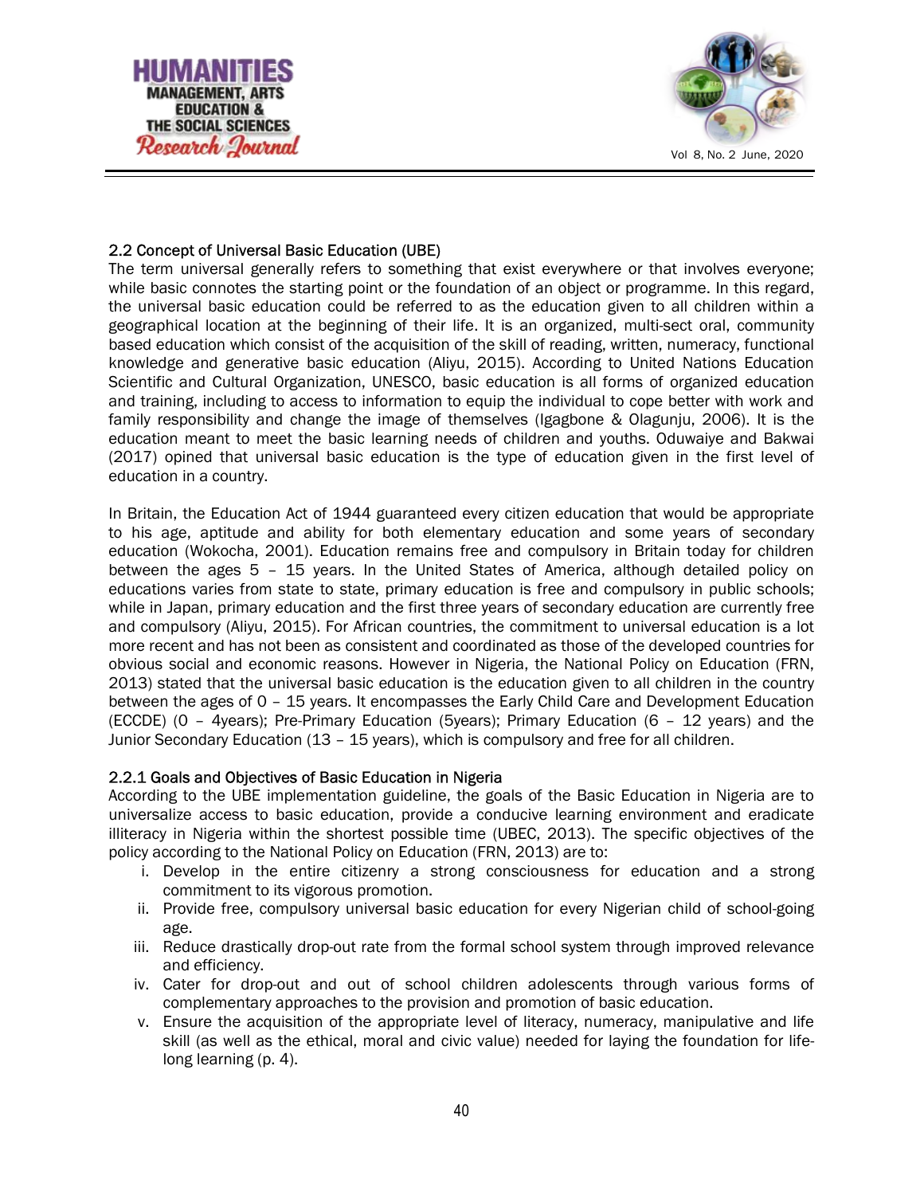### 2.2 Concept of Universal Basic Education (UBE)

The term universal generally refers to something that exist everywhere or that involves everyone; while basic connotes the starting point or the foundation of an object or programme. In this regard, the universal basic education could be referred to as the education given to all children within a geographical location at the beginning of their life. It is an organized, multi-sect oral, community based education which consist of the acquisition of the skill of reading, written, numeracy, functional knowledge and generative basic education (Aliyu, 2015). According to United Nations Education Scientific and Cultural Organization, UNESCO, basic education is all forms of organized education and training, including to access to information to equip the individual to cope better with work and family responsibility and change the image of themselves (Igagbone & Olagunju, 2006). It is the education meant to meet the basic learning needs of children and youths. Oduwaiye and Bakwai (2017) opined that universal basic education is the type of education given in the first level of education in a country.

In Britain, the Education Act of 1944 guaranteed every citizen education that would be appropriate to his age, aptitude and ability for both elementary education and some years of secondary education (Wokocha, 2001). Education remains free and compulsory in Britain today for children between the ages 5 – 15 years. In the United States of America, although detailed policy on educations varies from state to state, primary education is free and compulsory in public schools; while in Japan, primary education and the first three years of secondary education are currently free and compulsory (Aliyu, 2015). For African countries, the commitment to universal education is a lot more recent and has not been as consistent and coordinated as those of the developed countries for obvious social and economic reasons. However in Nigeria, the National Policy on Education (FRN, 2013) stated that the universal basic education is the education given to all children in the country between the ages of 0 – 15 years. It encompasses the Early Child Care and Development Education (ECCDE) (0 – 4years); Pre-Primary Education (5years); Primary Education (6 – 12 years) and the Junior Secondary Education (13 – 15 years), which is compulsory and free for all children.

#### 2.2.1 Goals and Objectives of Basic Education in Nigeria

According to the UBE implementation guideline, the goals of the Basic Education in Nigeria are to universalize access to basic education, provide a conducive learning environment and eradicate illiteracy in Nigeria within the shortest possible time (UBEC, 2013). The specific objectives of the policy according to the National Policy on Education (FRN, 2013) are to:

i. Develop in the entire citizenry a strong consciousness for education and a strong commitment to its vigorous promotion.
ii. Provide free, compulsory universal basic education for every Nigerian child of school-going age.
iii. Reduce drastically drop-out rate from the formal school system through improved relevance and efficiency.
iv. Cater for drop-out and out of school children adolescents through various forms of complementary approaches to the provision and promotion of basic education.
v. Ensure the acquisition of the appropriate level of literacy, numeracy, manipulative and life skill (as well as the ethical, moral and civic value) needed for laying the foundation for life-long learning (p. 4).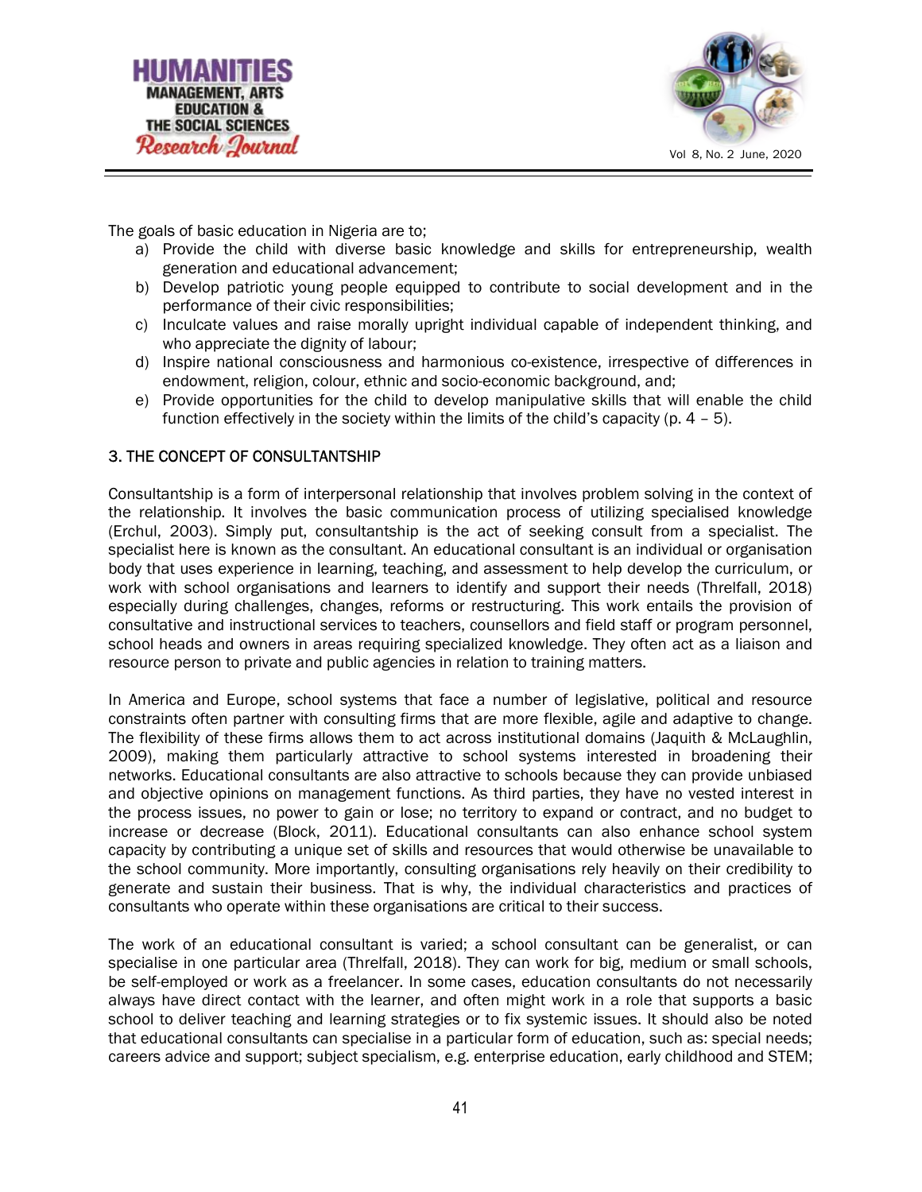The goals of basic education in Nigeria are to;

a) Provide the child with diverse basic knowledge and skills for entrepreneurship, wealth generation and educational advancement;
b) Develop patriotic young people equipped to contribute to social development and in the performance of their civic responsibilities;
c) Inculcate values and raise morally upright individual capable of independent thinking, and who appreciate the dignity of labour;
d) Inspire national consciousness and harmonious co-existence, irrespective of differences in endowment, religion, colour, ethnic and socio-economic background, and;
e) Provide opportunities for the child to develop manipulative skills that will enable the child function effectively in the society within the limits of the child's capacity (p. 4 – 5).

## 3. THE CONCEPT OF CONSULTANTSHIP

Consultantship is a form of interpersonal relationship that involves problem solving in the context of the relationship. It involves the basic communication process of utilizing specialised knowledge (Erchul, 2003). Simply put, consultantship is the act of seeking consult from a specialist. The specialist here is known as the consultant. An educational consultant is an individual or organisation body that uses experience in learning, teaching, and assessment to help develop the curriculum, or work with school organisations and learners to identify and support their needs (Threlfall, 2018) especially during challenges, changes, reforms or restructuring. This work entails the provision of consultative and instructional services to teachers, counsellors and field staff or program personnel, school heads and owners in areas requiring specialized knowledge. They often act as a liaison and resource person to private and public agencies in relation to training matters.

In America and Europe, school systems that face a number of legislative, political and resource constraints often partner with consulting firms that are more flexible, agile and adaptive to change. The flexibility of these firms allows them to act across institutional domains (Jaquith & McLaughlin, 2009), making them particularly attractive to school systems interested in broadening their networks. Educational consultants are also attractive to schools because they can provide unbiased and objective opinions on management functions. As third parties, they have no vested interest in the process issues, no power to gain or lose; no territory to expand or contract, and no budget to increase or decrease (Block, 2011). Educational consultants can also enhance school system capacity by contributing a unique set of skills and resources that would otherwise be unavailable to the school community. More importantly, consulting organisations rely heavily on their credibility to generate and sustain their business. That is why, the individual characteristics and practices of consultants who operate within these organisations are critical to their success.

The work of an educational consultant is varied; a school consultant can be generalist, or can specialise in one particular area (Threlfall, 2018). They can work for big, medium or small schools, be self-employed or work as a freelancer. In some cases, education consultants do not necessarily always have direct contact with the learner, and often might work in a role that supports a basic school to deliver teaching and learning strategies or to fix systemic issues. It should also be noted that educational consultants can specialise in a particular form of education, such as: special needs; careers advice and support; subject specialism, e.g. enterprise education, early childhood and STEM;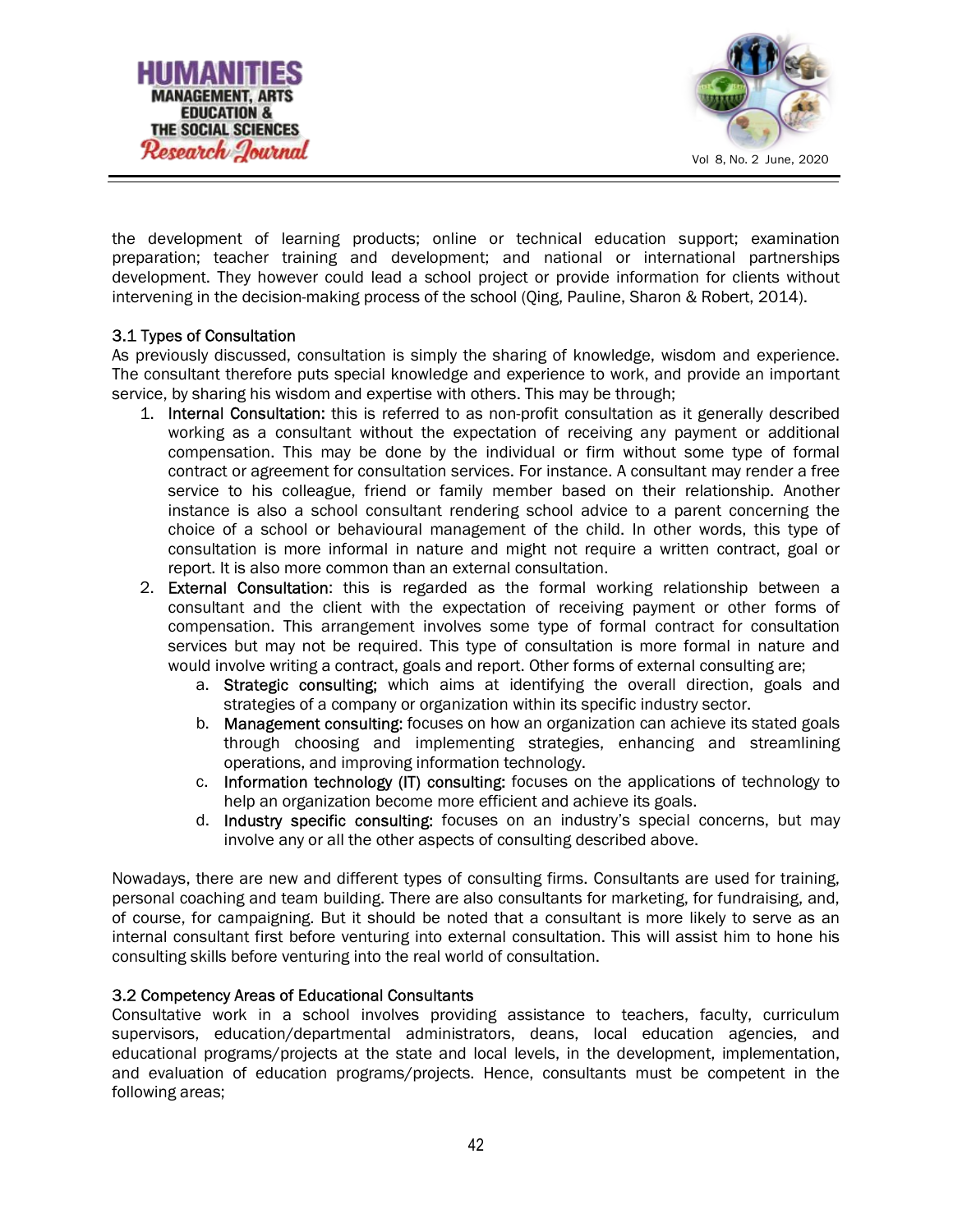the development of learning products; online or technical education support; examination preparation; teacher training and development; and national or international partnerships development. They however could lead a school project or provide information for clients without intervening in the decision-making process of the school (Qing, Pauline, Sharon & Robert, 2014).

### 3.1 Types of Consultation

As previously discussed, consultation is simply the sharing of knowledge, wisdom and experience. The consultant therefore puts special knowledge and experience to work, and provide an important service, by sharing his wisdom and expertise with others. This may be through;

1. **Internal Consultation:** this is referred to as non-profit consultation as it generally described working as a consultant without the expectation of receiving any payment or additional compensation. This may be done by the individual or firm without some type of formal contract or agreement for consultation services. For instance. A consultant may render a free service to his colleague, friend or family member based on their relationship. Another instance is also a school consultant rendering school advice to a parent concerning the choice of a school or behavioural management of the child. In other words, this type of consultation is more informal in nature and might not require a written contract, goal or report. It is also more common than an external consultation.
2. **External Consultation**: this is regarded as the formal working relationship between a consultant and the client with the expectation of receiving payment or other forms of compensation. This arrangement involves some type of formal contract for consultation services but may not be required. This type of consultation is more formal in nature and would involve writing a contract, goals and report. Other forms of external consulting are;
    a. **Strategic consulting;** which aims at identifying the overall direction, goals and strategies of a company or organization within its specific industry sector.
    b. **Management consulting:** focuses on how an organization can achieve its stated goals through choosing and implementing strategies, enhancing and streamlining operations, and improving information technology.
    c. **Information technology (IT) consulting:** focuses on the applications of technology to help an organization become more efficient and achieve its goals.
    d. **Industry specific consulting:** focuses on an industry's special concerns, but may involve any or all the other aspects of consulting described above.

Nowadays, there are new and different types of consulting firms. Consultants are used for training, personal coaching and team building. There are also consultants for marketing, for fundraising, and, of course, for campaigning. But it should be noted that a consultant is more likely to serve as an internal consultant first before venturing into external consultation. This will assist him to hone his consulting skills before venturing into the real world of consultation.

### 3.2 Competency Areas of Educational Consultants

Consultative work in a school involves providing assistance to teachers, faculty, curriculum supervisors, education/departmental administrators, deans, local education agencies, and educational programs/projects at the state and local levels, in the development, implementation, and evaluation of education programs/projects. Hence, consultants must be competent in the following areas;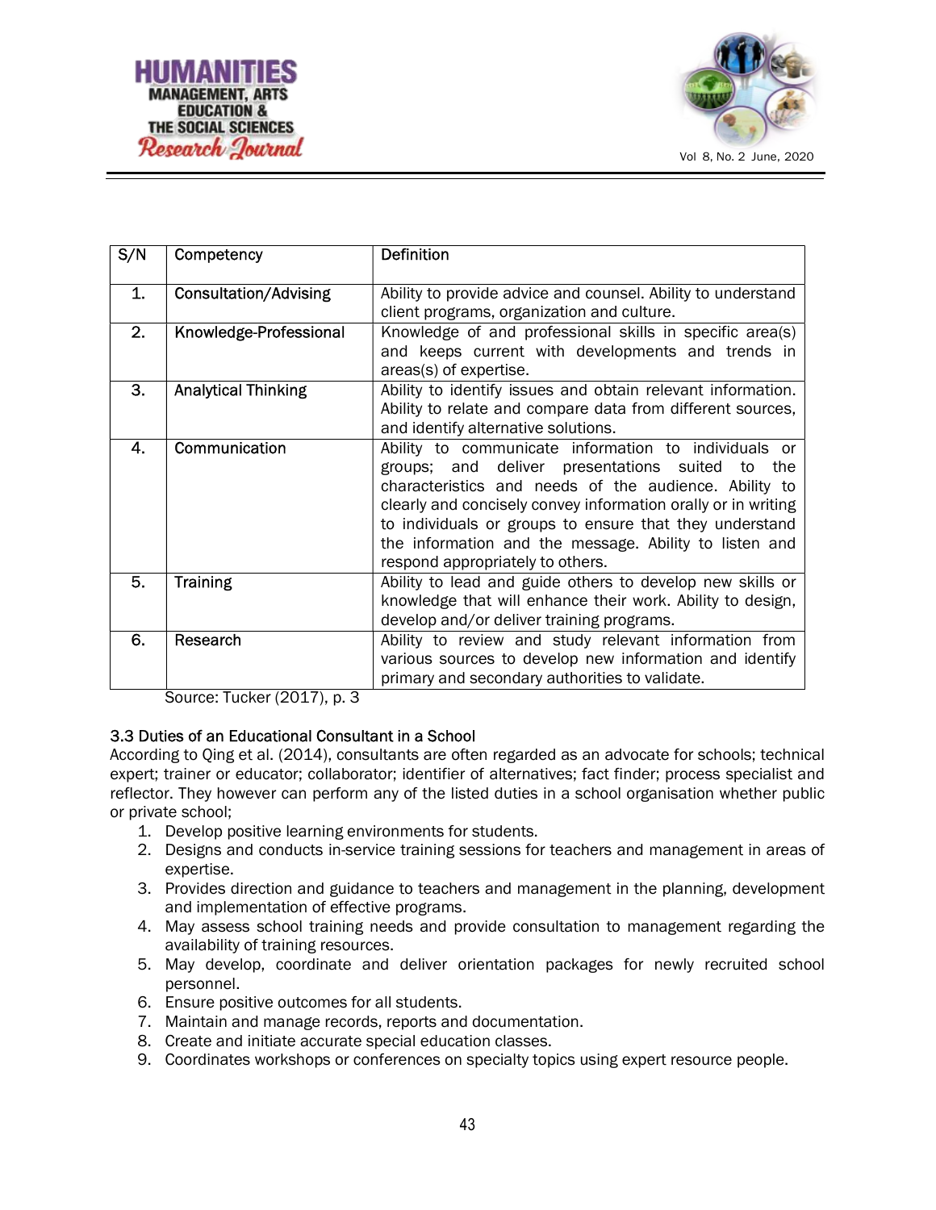| S/N | Competency | Definition |
|---|---|---|
| 1. | Consultation/Advising | Ability to provide advice and counsel. Ability to understand client programs, organization and culture. |
| 2. | Knowledge-Professional | Knowledge of and professional skills in specific area(s) and keeps current with developments and trends in areas(s) of expertise. |
| 3. | Analytical Thinking | Ability to identify issues and obtain relevant information. Ability to relate and compare data from different sources, and identify alternative solutions. |
| 4. | Communication | Ability to communicate information to individuals or groups; and deliver presentations suited to the characteristics and needs of the audience. Ability to clearly and concisely convey information orally or in writing to individuals or groups to ensure that they understand the information and the message. Ability to listen and respond appropriately to others. |
| 5. | Training | Ability to lead and guide others to develop new skills or knowledge that will enhance their work. Ability to design, develop and/or deliver training programs. |
| 6. | Research | Ability to review and study relevant information from various sources to develop new information and identify primary and secondary authorities to validate. |

Source: Tucker (2017), p. 3

### 3.3 Duties of an Educational Consultant in a School

According to Qing et al. (2014), consultants are often regarded as an advocate for schools; technical expert; trainer or educator; collaborator; identifier of alternatives; fact finder; process specialist and reflector. They however can perform any of the listed duties in a school organisation whether public or private school;

1. Develop positive learning environments for students.
2. Designs and conducts in-service training sessions for teachers and management in areas of expertise.
3. Provides direction and guidance to teachers and management in the planning, development and implementation of effective programs.
4. May assess school training needs and provide consultation to management regarding the availability of training resources.
5. May develop, coordinate and deliver orientation packages for newly recruited school personnel.
6. Ensure positive outcomes for all students.
7. Maintain and manage records, reports and documentation.
8. Create and initiate accurate special education classes.
9. Coordinates workshops or conferences on specialty topics using expert resource people.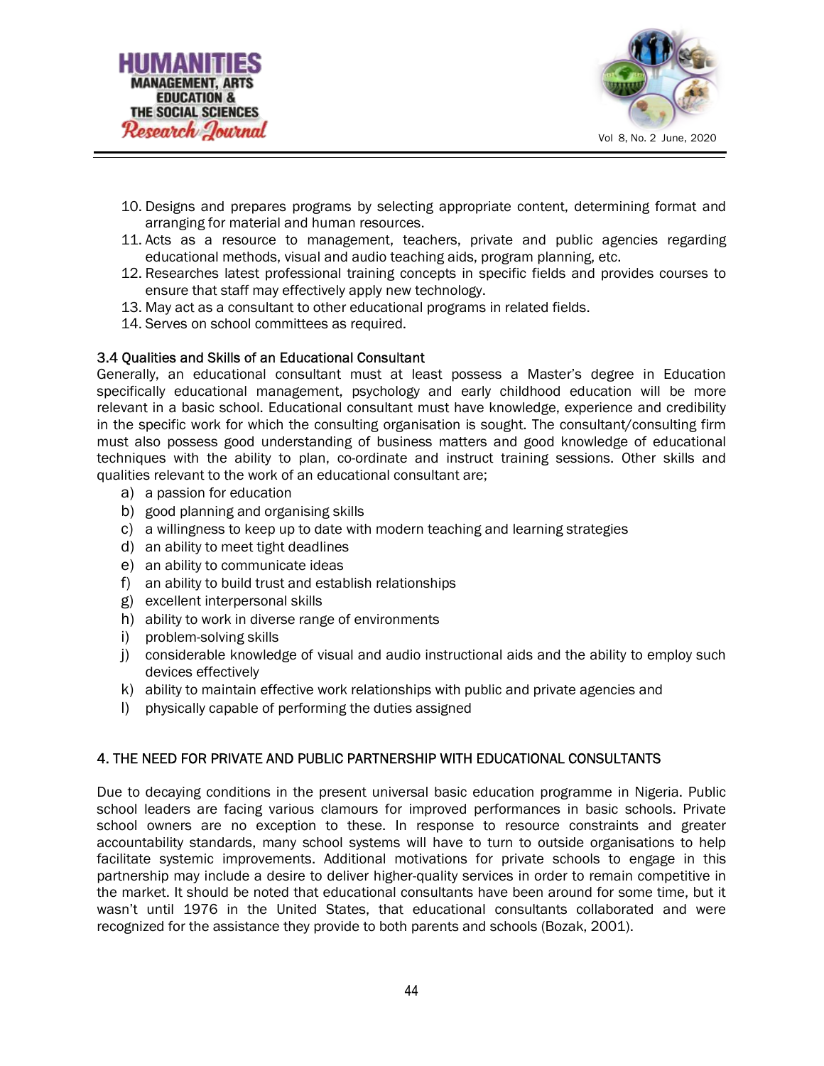10. Designs and prepares programs by selecting appropriate content, determining format and arranging for material and human resources.
11. Acts as a resource to management, teachers, private and public agencies regarding educational methods, visual and audio teaching aids, program planning, etc.
12. Researches latest professional training concepts in specific fields and provides courses to ensure that staff may effectively apply new technology.
13. May act as a consultant to other educational programs in related fields.
14. Serves on school committees as required.

### 3.4 Qualities and Skills of an Educational Consultant

Generally, an educational consultant must at least possess a Master's degree in Education specifically educational management, psychology and early childhood education will be more relevant in a basic school. Educational consultant must have knowledge, experience and credibility in the specific work for which the consulting organisation is sought. The consultant/consulting firm must also possess good understanding of business matters and good knowledge of educational techniques with the ability to plan, co-ordinate and instruct training sessions. Other skills and qualities relevant to the work of an educational consultant are;

a) a passion for education
b) good planning and organising skills
c) a willingness to keep up to date with modern teaching and learning strategies
d) an ability to meet tight deadlines
e) an ability to communicate ideas
f) an ability to build trust and establish relationships
g) excellent interpersonal skills
h) ability to work in diverse range of environments
i) problem-solving skills
j) considerable knowledge of visual and audio instructional aids and the ability to employ such devices effectively
k) ability to maintain effective work relationships with public and private agencies and
l) physically capable of performing the duties assigned

## 4. THE NEED FOR PRIVATE AND PUBLIC PARTNERSHIP WITH EDUCATIONAL CONSULTANTS

Due to decaying conditions in the present universal basic education programme in Nigeria. Public school leaders are facing various clamours for improved performances in basic schools. Private school owners are no exception to these. In response to resource constraints and greater accountability standards, many school systems will have to turn to outside organisations to help facilitate systemic improvements. Additional motivations for private schools to engage in this partnership may include a desire to deliver higher-quality services in order to remain competitive in the market. It should be noted that educational consultants have been around for some time, but it wasn't until 1976 in the United States, that educational consultants collaborated and were recognized for the assistance they provide to both parents and schools (Bozak, 2001).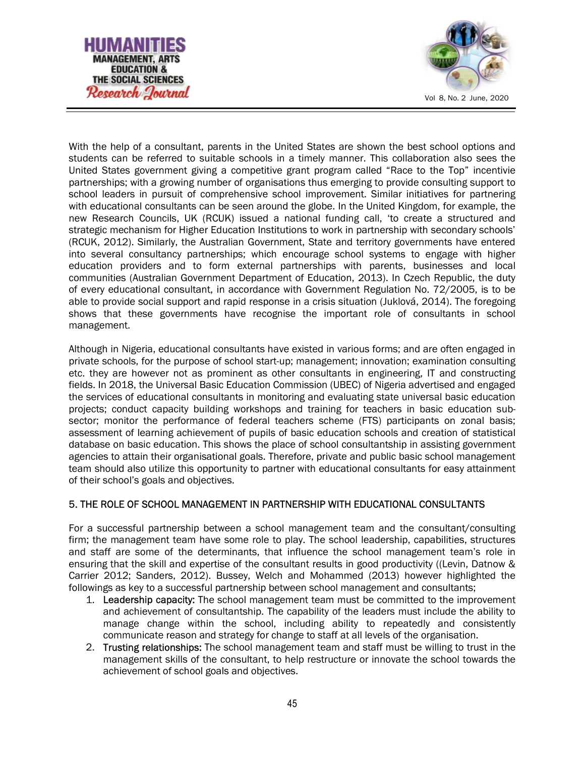With the help of a consultant, parents in the United States are shown the best school options and students can be referred to suitable schools in a timely manner. This collaboration also sees the United States government giving a competitive grant program called "Race to the Top" incentivie partnerships; with a growing number of organisations thus emerging to provide consulting support to school leaders in pursuit of comprehensive school improvement. Similar initiatives for partnering with educational consultants can be seen around the globe. In the United Kingdom, for example, the new Research Councils, UK (RCUK) issued a national funding call, 'to create a structured and strategic mechanism for Higher Education Institutions to work in partnership with secondary schools' (RCUK, 2012). Similarly, the Australian Government, State and territory governments have entered into several consultancy partnerships; which encourage school systems to engage with higher education providers and to form external partnerships with parents, businesses and local communities (Australian Government Department of Education, 2013). In Czech Republic, the duty of every educational consultant, in accordance with Government Regulation No. 72/2005, is to be able to provide social support and rapid response in a crisis situation (Juklová, 2014). The foregoing shows that these governments have recognise the important role of consultants in school management.

Although in Nigeria, educational consultants have existed in various forms; and are often engaged in private schools, for the purpose of school start-up; management; innovation; examination consulting etc. they are however not as prominent as other consultants in engineering, IT and constructing fields. In 2018, the Universal Basic Education Commission (UBEC) of Nigeria advertised and engaged the services of educational consultants in monitoring and evaluating state universal basic education projects; conduct capacity building workshops and training for teachers in basic education sub-sector; monitor the performance of federal teachers scheme (FTS) participants on zonal basis; assessment of learning achievement of pupils of basic education schools and creation of statistical database on basic education. This shows the place of school consultantship in assisting government agencies to attain their organisational goals. Therefore, private and public basic school management team should also utilize this opportunity to partner with educational consultants for easy attainment of their school's goals and objectives.

## 5. THE ROLE OF SCHOOL MANAGEMENT IN PARTNERSHIP WITH EDUCATIONAL CONSULTANTS

For a successful partnership between a school management team and the consultant/consulting firm; the management team have some role to play. The school leadership, capabilities, structures and staff are some of the determinants, that influence the school management team's role in ensuring that the skill and expertise of the consultant results in good productivity ((Levin, Datnow & Carrier 2012; Sanders, 2012). Bussey, Welch and Mohammed (2013) however highlighted the followings as key to a successful partnership between school management and consultants;

1. **Leadership capacity:** The school management team must be committed to the improvement and achievement of consultantship. The capability of the leaders must include the ability to manage change within the school, including ability to repeatedly and consistently communicate reason and strategy for change to staff at all levels of the organisation.
2. **Trusting relationships:** The school management team and staff must be willing to trust in the management skills of the consultant, to help restructure or innovate the school towards the achievement of school goals and objectives.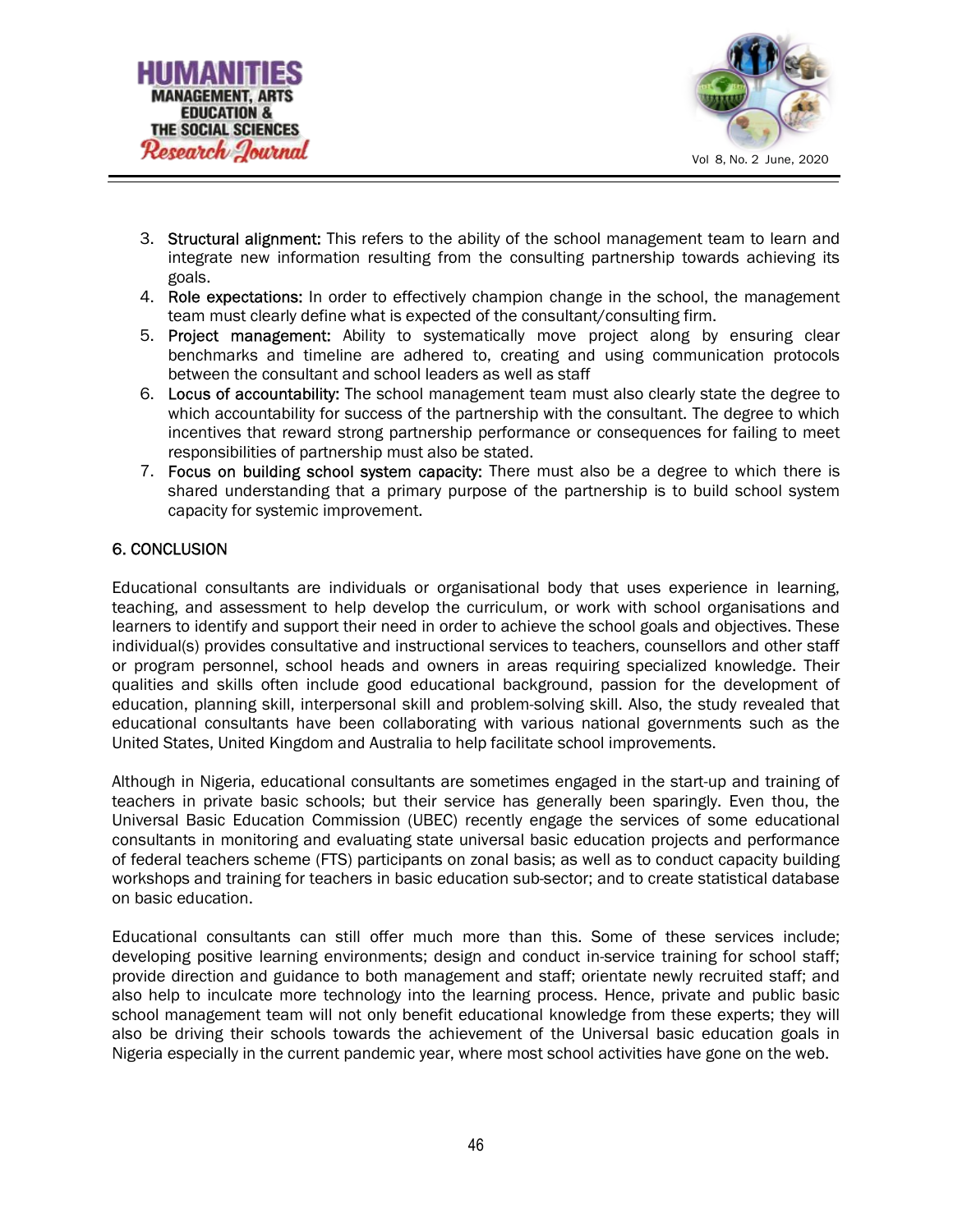3. **Structural alignment:** This refers to the ability of the school management team to learn and integrate new information resulting from the consulting partnership towards achieving its goals.
4. **Role expectations:** In order to effectively champion change in the school, the management team must clearly define what is expected of the consultant/consulting firm.
5. **Project management:** Ability to systematically move project along by ensuring clear benchmarks and timeline are adhered to, creating and using communication protocols between the consultant and school leaders as well as staff
6. **Locus of accountability:** The school management team must also clearly state the degree to which accountability for success of the partnership with the consultant. The degree to which incentives that reward strong partnership performance or consequences for failing to meet responsibilities of partnership must also be stated.
7. **Focus on building school system capacity:** There must also be a degree to which there is shared understanding that a primary purpose of the partnership is to build school system capacity for systemic improvement.

## 6. CONCLUSION

Educational consultants are individuals or organisational body that uses experience in learning, teaching, and assessment to help develop the curriculum, or work with school organisations and learners to identify and support their need in order to achieve the school goals and objectives. These individual(s) provides consultative and instructional services to teachers, counsellors and other staff or program personnel, school heads and owners in areas requiring specialized knowledge. Their qualities and skills often include good educational background, passion for the development of education, planning skill, interpersonal skill and problem-solving skill. Also, the study revealed that educational consultants have been collaborating with various national governments such as the United States, United Kingdom and Australia to help facilitate school improvements.

Although in Nigeria, educational consultants are sometimes engaged in the start-up and training of teachers in private basic schools; but their service has generally been sparingly. Even thou, the Universal Basic Education Commission (UBEC) recently engage the services of some educational consultants in monitoring and evaluating state universal basic education projects and performance of federal teachers scheme (FTS) participants on zonal basis; as well as to conduct capacity building workshops and training for teachers in basic education sub-sector; and to create statistical database on basic education.

Educational consultants can still offer much more than this. Some of these services include; developing positive learning environments; design and conduct in-service training for school staff; provide direction and guidance to both management and staff; orientate newly recruited staff; and also help to inculcate more technology into the learning process. Hence, private and public basic school management team will not only benefit educational knowledge from these experts; they will also be driving their schools towards the achievement of the Universal basic education goals in Nigeria especially in the current pandemic year, where most school activities have gone on the web.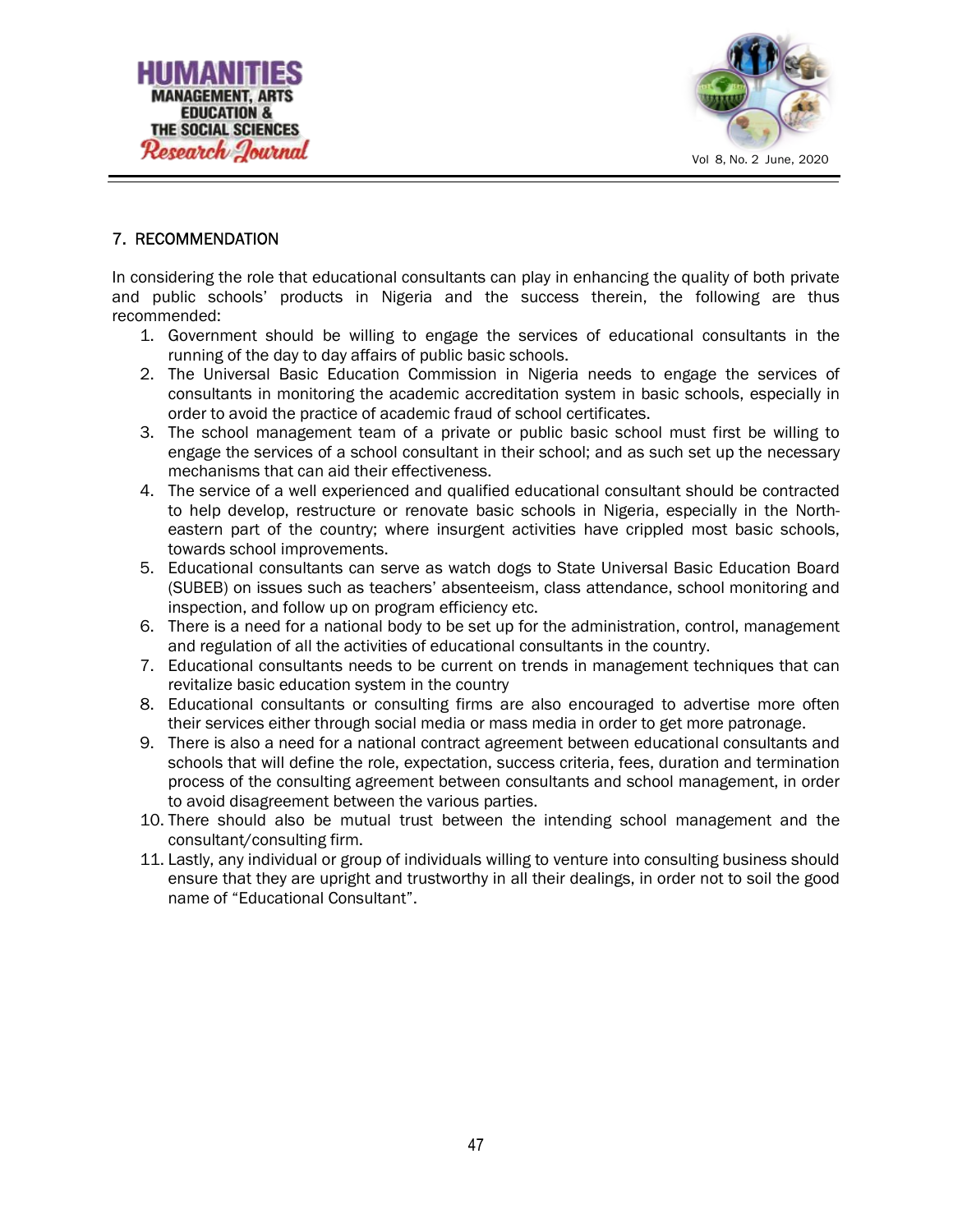## 7. RECOMMENDATION

In considering the role that educational consultants can play in enhancing the quality of both private and public schools' products in Nigeria and the success therein, the following are thus recommended:

1. Government should be willing to engage the services of educational consultants in the running of the day to day affairs of public basic schools.
2. The Universal Basic Education Commission in Nigeria needs to engage the services of consultants in monitoring the academic accreditation system in basic schools, especially in order to avoid the practice of academic fraud of school certificates.
3. The school management team of a private or public basic school must first be willing to engage the services of a school consultant in their school; and as such set up the necessary mechanisms that can aid their effectiveness.
4. The service of a well experienced and qualified educational consultant should be contracted to help develop, restructure or renovate basic schools in Nigeria, especially in the North-eastern part of the country; where insurgent activities have crippled most basic schools, towards school improvements.
5. Educational consultants can serve as watch dogs to State Universal Basic Education Board (SUBEB) on issues such as teachers' absenteeism, class attendance, school monitoring and inspection, and follow up on program efficiency etc.
6. There is a need for a national body to be set up for the administration, control, management and regulation of all the activities of educational consultants in the country.
7. Educational consultants needs to be current on trends in management techniques that can revitalize basic education system in the country
8. Educational consultants or consulting firms are also encouraged to advertise more often their services either through social media or mass media in order to get more patronage.
9. There is also a need for a national contract agreement between educational consultants and schools that will define the role, expectation, success criteria, fees, duration and termination process of the consulting agreement between consultants and school management, in order to avoid disagreement between the various parties.
10. There should also be mutual trust between the intending school management and the consultant/consulting firm.
11. Lastly, any individual or group of individuals willing to venture into consulting business should ensure that they are upright and trustworthy in all their dealings, in order not to soil the good name of "Educational Consultant".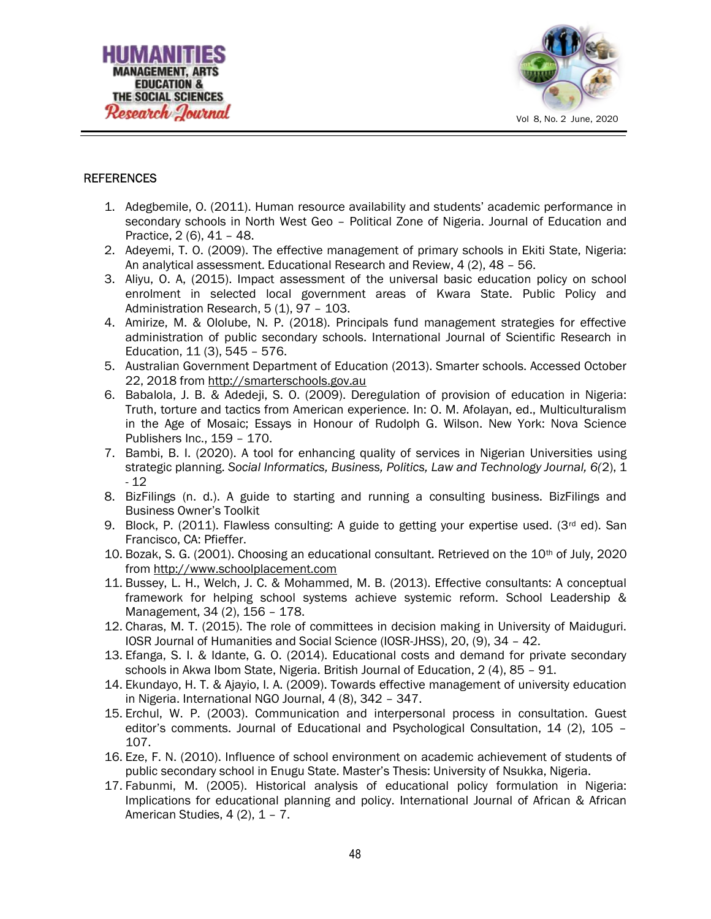## REFERENCES

1. Adegbemile, O. (2011). Human resource availability and students' academic performance in secondary schools in North West Geo – Political Zone of Nigeria. Journal of Education and Practice, 2 (6), 41 – 48.
2. Adeyemi, T. O. (2009). The effective management of primary schools in Ekiti State, Nigeria: An analytical assessment. Educational Research and Review, 4 (2), 48 – 56.
3. Aliyu, O. A, (2015). Impact assessment of the universal basic education policy on school enrolment in selected local government areas of Kwara State. Public Policy and Administration Research, 5 (1), 97 – 103.
4. Amirize, M. & Ololube, N. P. (2018). Principals fund management strategies for effective administration of public secondary schools. International Journal of Scientific Research in Education, 11 (3), 545 – 576.
5. Australian Government Department of Education (2013). Smarter schools. Accessed October 22, 2018 from http://smarterschools.gov.au
6. Babalola, J. B. & Adedeji, S. O. (2009). Deregulation of provision of education in Nigeria: Truth, torture and tactics from American experience. In: O. M. Afolayan, ed., Multiculturalism in the Age of Mosaic; Essays in Honour of Rudolph G. Wilson. New York: Nova Science Publishers Inc., 159 – 170.
7. Bambi, B. I. (2020). A tool for enhancing quality of services in Nigerian Universities using strategic planning. *Social Informatics, Business, Politics, Law and Technology Journal, 6(*2), 1 - 12
8. BizFilings (n. d.). A guide to starting and running a consulting business. BizFilings and Business Owner's Toolkit
9. Block, P. (2011). Flawless consulting: A guide to getting your expertise used. (3rd ed). San Francisco, CA: Pfieffer.
10. Bozak, S. G. (2001). Choosing an educational consultant. Retrieved on the 10th of July, 2020 from http://www.schoolplacement.com
11. Bussey, L. H., Welch, J. C. & Mohammed, M. B. (2013). Effective consultants: A conceptual framework for helping school systems achieve systemic reform. School Leadership & Management, 34 (2), 156 – 178.
12. Charas, M. T. (2015). The role of committees in decision making in University of Maiduguri. IOSR Journal of Humanities and Social Science (IOSR-JHSS), 20, (9), 34 – 42.
13. Efanga, S. I. & Idante, G. O. (2014). Educational costs and demand for private secondary schools in Akwa Ibom State, Nigeria. British Journal of Education, 2 (4), 85 – 91.
14. Ekundayo, H. T. & Ajayio, I. A. (2009). Towards effective management of university education in Nigeria. International NGO Journal, 4 (8), 342 – 347.
15. Erchul, W. P. (2003). Communication and interpersonal process in consultation. Guest editor's comments. Journal of Educational and Psychological Consultation, 14 (2), 105 – 107.
16. Eze, F. N. (2010). Influence of school environment on academic achievement of students of public secondary school in Enugu State. Master's Thesis: University of Nsukka, Nigeria.
17. Fabunmi, M. (2005). Historical analysis of educational policy formulation in Nigeria: Implications for educational planning and policy. International Journal of African & African American Studies, 4 (2), 1 – 7.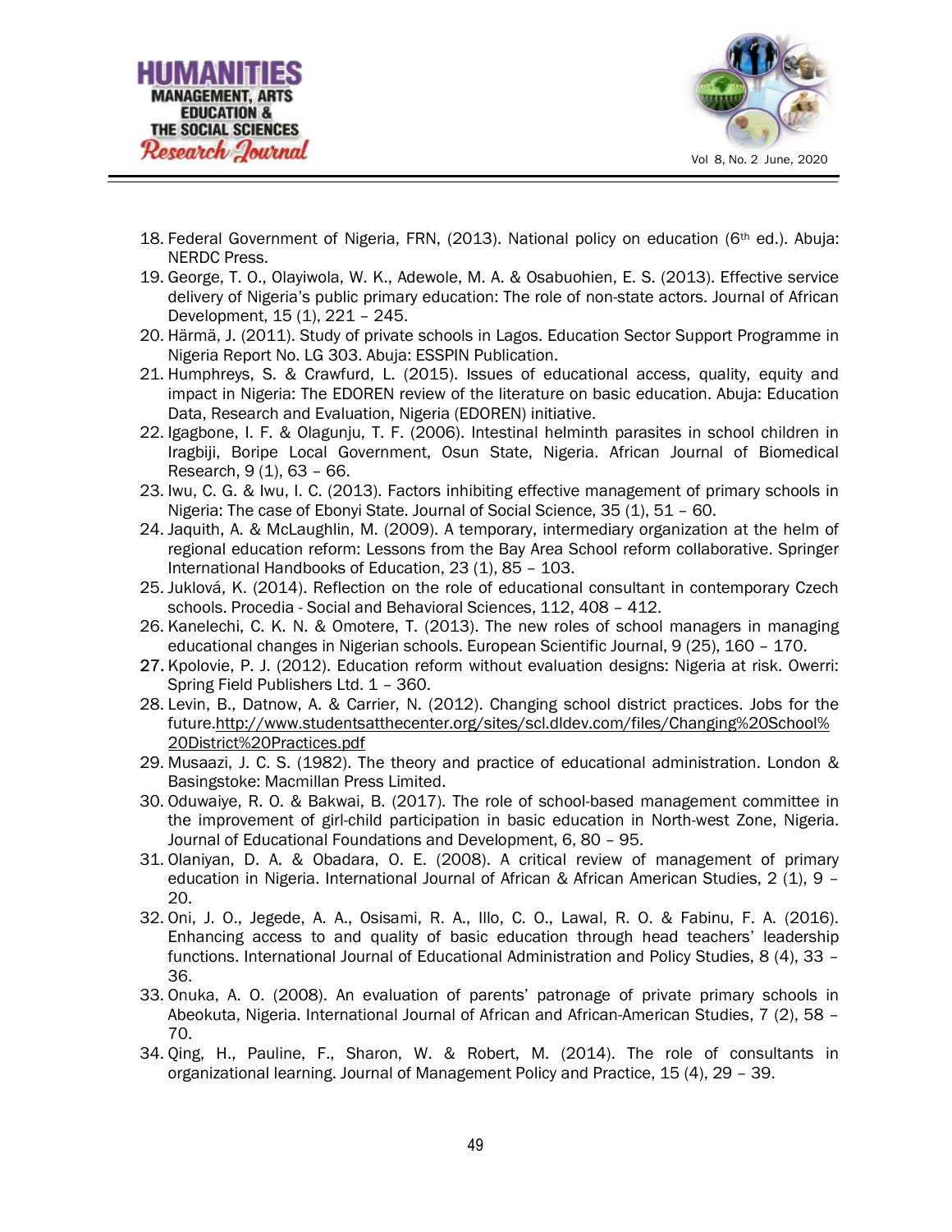18. Federal Government of Nigeria, FRN, (2013). National policy on education (6th ed.). Abuja: NERDC Press.
19. George, T. O., Olayiwola, W. K., Adewole, M. A. & Osabuohien, E. S. (2013). Effective service delivery of Nigeria's public primary education: The role of non-state actors. Journal of African Development, 15 (1), 221 – 245.
20. Härmä, J. (2011). Study of private schools in Lagos. Education Sector Support Programme in Nigeria Report No. LG 303. Abuja: ESSPIN Publication.
21. Humphreys, S. & Crawfurd, L. (2015). Issues of educational access, quality, equity and impact in Nigeria: The EDOREN review of the literature on basic education. Abuja: Education Data, Research and Evaluation, Nigeria (EDOREN) initiative.
22. Igagbone, I. F. & Olagunju, T. F. (2006). Intestinal helminth parasites in school children in Iragbiji, Boripe Local Government, Osun State, Nigeria. African Journal of Biomedical Research, 9 (1), 63 – 66.
23. Iwu, C. G. & Iwu, I. C. (2013). Factors inhibiting effective management of primary schools in Nigeria: The case of Ebonyi State. Journal of Social Science, 35 (1), 51 – 60.
24. Jaquith, A. & McLaughlin, M. (2009). A temporary, intermediary organization at the helm of regional education reform: Lessons from the Bay Area School reform collaborative. Springer International Handbooks of Education, 23 (1), 85 – 103.
25. Juklová, K. (2014). Reflection on the role of educational consultant in contemporary Czech schools. Procedia - Social and Behavioral Sciences, 112, 408 – 412.
26. Kanelechi, C. K. N. & Omotere, T. (2013). The new roles of school managers in managing educational changes in Nigerian schools. European Scientific Journal, 9 (25), 160 – 170.
27. Kpolovie, P. J. (2012). Education reform without evaluation designs: Nigeria at risk. Owerri: Spring Field Publishers Ltd. 1 – 360.
28. Levin, B., Datnow, A. & Carrier, N. (2012). Changing school district practices. Jobs for the future.http://www.studentsatthecenter.org/sites/scl.dldev.com/files/Changing%20School%20District%20Practices.pdf
29. Musaazi, J. C. S. (1982). The theory and practice of educational administration. London & Basingstoke: Macmillan Press Limited.
30. Oduwaiye, R. O. & Bakwai, B. (2017). The role of school-based management committee in the improvement of girl-child participation in basic education in North-west Zone, Nigeria. Journal of Educational Foundations and Development, 6, 80 – 95.
31. Olaniyan, D. A. & Obadara, O. E. (2008). A critical review of management of primary education in Nigeria. International Journal of African & African American Studies, 2 (1), 9 – 20.
32. Oni, J. O., Jegede, A. A., Osisami, R. A., Illo, C. O., Lawal, R. O. & Fabinu, F. A. (2016). Enhancing access to and quality of basic education through head teachers' leadership functions. International Journal of Educational Administration and Policy Studies, 8 (4), 33 – 36.
33. Onuka, A. O. (2008). An evaluation of parents' patronage of private primary schools in Abeokuta, Nigeria. International Journal of African and African-American Studies, 7 (2), 58 – 70.
34. Qing, H., Pauline, F., Sharon, W. & Robert, M. (2014). The role of consultants in organizational learning. Journal of Management Policy and Practice, 15 (4), 29 – 39.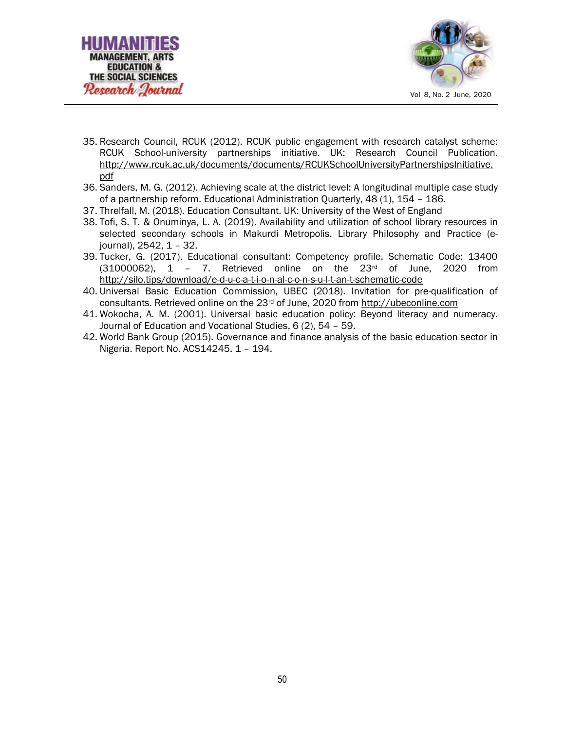35. Research Council, RCUK (2012). RCUK public engagement with research catalyst scheme: RCUK School-university partnerships initiative. UK: Research Council Publication. http://www.rcuk.ac.uk/documents/documents/RCUKSchoolUniversityPartnershipsInitiative.pdf
36. Sanders, M. G. (2012). Achieving scale at the district level: A longitudinal multiple case study of a partnership reform. Educational Administration Quarterly, 48 (1), 154 – 186.
37. Threlfall, M. (2018). Education Consultant. UK: University of the West of England
38. Tofi, S. T. & Onuminya, L. A. (2019). Availability and utilization of school library resources in selected secondary schools in Makurdi Metropolis. Library Philosophy and Practice (e-journal), 2542, 1 – 32.
39. Tucker, G. (2017). Educational consultant: Competency profile. Schematic Code: 13400 (31000062), 1 – 7. Retrieved online on the 23rd of June, 2020 from http://silo.tips/download/e-d-u-c-a-t-i-o-n-al-c-o-n-s-u-l-t-an-t-schematic-code
40. Universal Basic Education Commission, UBEC (2018). Invitation for pre-qualification of consultants. Retrieved online on the 23rd of June, 2020 from http://ubeconline.com
41. Wokocha, A. M. (2001). Universal basic education policy: Beyond literacy and numeracy. Journal of Education and Vocational Studies, 6 (2), 54 – 59.
42. World Bank Group (2015). Governance and finance analysis of the basic education sector in Nigeria. Report No. ACS14245. 1 – 194.